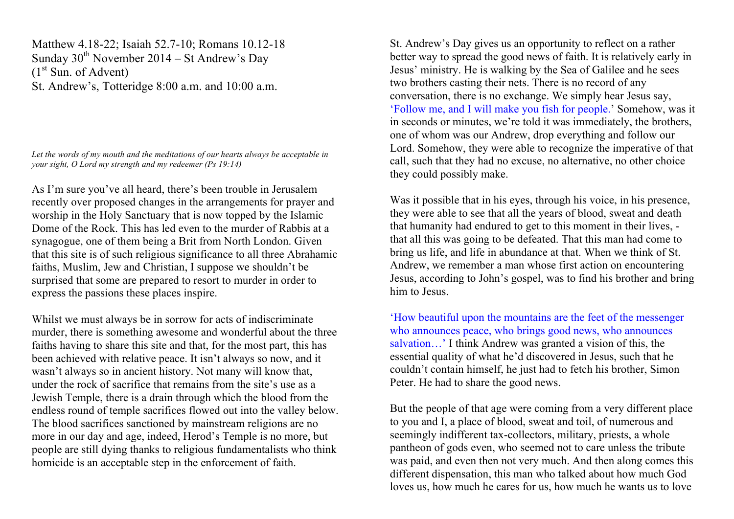Matthew 4.18-22; Isaiah 52.7-10; Romans 10.12-18
Sunday 30th November 2014 – St Andrew's Day
(1st Sun. of Advent)
St. Andrew's, Totteridge 8:00 a.m. and 10:00 a.m.

*Let the words of my mouth and the meditations of our hearts always be acceptable in your sight, O Lord my strength and my redeemer (Ps 19:14)*

As I'm sure you've all heard, there's been trouble in Jerusalem recently over proposed changes in the arrangements for prayer and worship in the Holy Sanctuary that is now topped by the Islamic Dome of the Rock. This has led even to the murder of Rabbis at a synagogue, one of them being a Brit from North London. Given that this site is of such religious significance to all three Abrahamic faiths, Muslim, Jew and Christian, I suppose we shouldn't be surprised that some are prepared to resort to murder in order to express the passions these places inspire.

Whilst we must always be in sorrow for acts of indiscriminate murder, there is something awesome and wonderful about the three faiths having to share this site and that, for the most part, this has been achieved with relative peace. It isn't always so now, and it wasn't always so in ancient history. Not many will know that, under the rock of sacrifice that remains from the site's use as a Jewish Temple, there is a drain through which the blood from the endless round of temple sacrifices flowed out into the valley below. The blood sacrifices sanctioned by mainstream religions are no more in our day and age, indeed, Herod's Temple is no more, but people are still dying thanks to religious fundamentalists who think homicide is an acceptable step in the enforcement of faith.

St. Andrew's Day gives us an opportunity to reflect on a rather better way to spread the good news of faith. It is relatively early in Jesus' ministry. He is walking by the Sea of Galilee and he sees two brothers casting their nets. There is no record of any conversation, there is no exchange. We simply hear Jesus say, 'Follow me, and I will make you fish for people.' Somehow, was it in seconds or minutes, we're told it was immediately, the brothers, one of whom was our Andrew, drop everything and follow our Lord. Somehow, they were able to recognize the imperative of that call, such that they had no excuse, no alternative, no other choice they could possibly make.

Was it possible that in his eyes, through his voice, in his presence, they were able to see that all the years of blood, sweat and death that humanity had endured to get to this moment in their lives, - that all this was going to be defeated. That this man had come to bring us life, and life in abundance at that. When we think of St. Andrew, we remember a man whose first action on encountering Jesus, according to John's gospel, was to find his brother and bring him to Jesus.

'How beautiful upon the mountains are the feet of the messenger who announces peace, who brings good news, who announces salvation…' I think Andrew was granted a vision of this, the essential quality of what he'd discovered in Jesus, such that he couldn't contain himself, he just had to fetch his brother, Simon Peter. He had to share the good news.

But the people of that age were coming from a very different place to you and I, a place of blood, sweat and toil, of numerous and seemingly indifferent tax-collectors, military, priests, a whole pantheon of gods even, who seemed not to care unless the tribute was paid, and even then not very much. And then along comes this different dispensation, this man who talked about how much God loves us, how much he cares for us, how much he wants us to love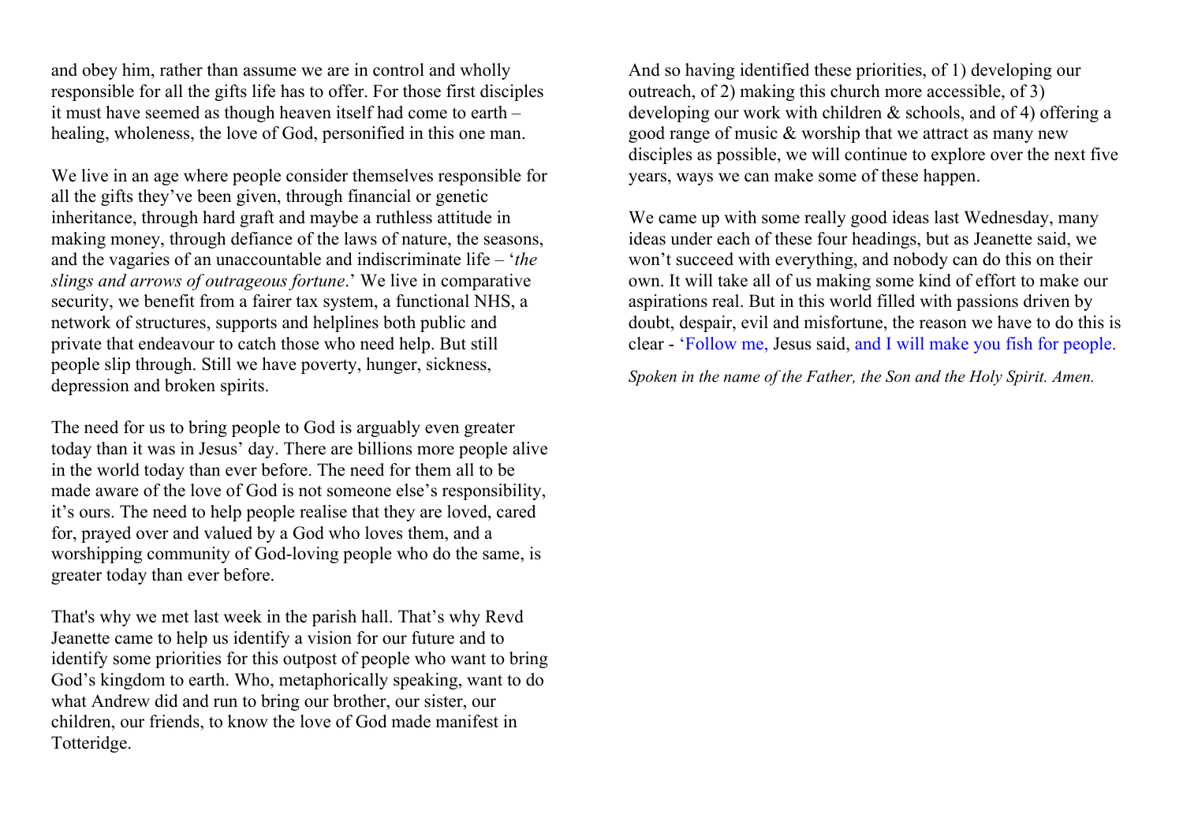and obey him, rather than assume we are in control and wholly responsible for all the gifts life has to offer. For those first disciples it must have seemed as though heaven itself had come to earth – healing, wholeness, the love of God, personified in this one man.

We live in an age where people consider themselves responsible for all the gifts they've been given, through financial or genetic inheritance, through hard graft and maybe a ruthless attitude in making money, through defiance of the laws of nature, the seasons, and the vagaries of an unaccountable and indiscriminate life – '*the slings and arrows of outrageous fortune*.' We live in comparative security, we benefit from a fairer tax system, a functional NHS, a network of structures, supports and helplines both public and private that endeavour to catch those who need help. But still people slip through. Still we have poverty, hunger, sickness, depression and broken spirits.

The need for us to bring people to God is arguably even greater today than it was in Jesus' day. There are billions more people alive in the world today than ever before. The need for them all to be made aware of the love of God is not someone else's responsibility, it's ours. The need to help people realise that they are loved, cared for, prayed over and valued by a God who loves them, and a worshipping community of God-loving people who do the same, is greater today than ever before.

That's why we met last week in the parish hall. That's why Revd Jeanette came to help us identify a vision for our future and to identify some priorities for this outpost of people who want to bring God's kingdom to earth. Who, metaphorically speaking, want to do what Andrew did and run to bring our brother, our sister, our children, our friends, to know the love of God made manifest in Totteridge.

And so having identified these priorities, of 1) developing our outreach, of 2) making this church more accessible, of 3) developing our work with children & schools, and of 4) offering a good range of music & worship that we attract as many new disciples as possible, we will continue to explore over the next five years, ways we can make some of these happen.

We came up with some really good ideas last Wednesday, many ideas under each of these four headings, but as Jeanette said, we won't succeed with everything, and nobody can do this on their own. It will take all of us making some kind of effort to make our aspirations real. But in this world filled with passions driven by doubt, despair, evil and misfortune, the reason we have to do this is clear - 'Follow me, Jesus said, and I will make you fish for people.

*Spoken in the name of the Father, the Son and the Holy Spirit. Amen.*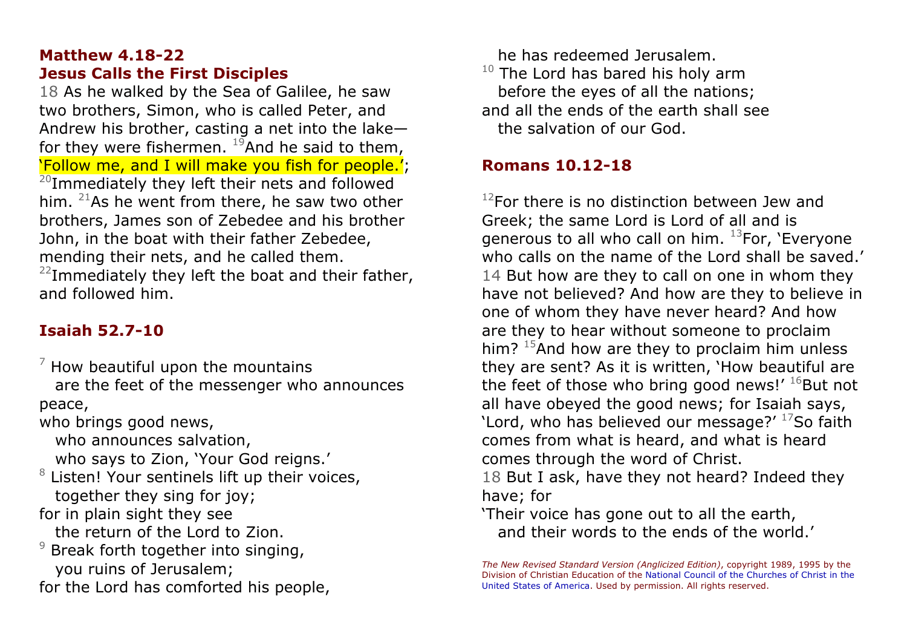## Matthew 4.18-22
## Jesus Calls the First Disciples

18 As he walked by the Sea of Galilee, he saw two brothers, Simon, who is called Peter, and Andrew his brother, casting a net into the lake—for they were fishermen. [19]And he said to them, 'Follow me, and I will make you fish for people.'; [20]Immediately they left their nets and followed him. [21]As he went from there, he saw two other brothers, James son of Zebedee and his brother John, in the boat with their father Zebedee, mending their nets, and he called them. [22]Immediately they left the boat and their father, and followed him.

## Isaiah 52.7-10

[7] How beautiful upon the mountains
  are the feet of the messenger who announces peace,
who brings good news,
  who announces salvation,
  who says to Zion, 'Your God reigns.'
[8] Listen! Your sentinels lift up their voices,
  together they sing for joy;
for in plain sight they see
  the return of the Lord to Zion.
[9] Break forth together into singing,
  you ruins of Jerusalem;
for the Lord has comforted his people,
  he has redeemed Jerusalem.
[10] The Lord has bared his holy arm
  before the eyes of all the nations;
and all the ends of the earth shall see
  the salvation of our God.

## Romans 10.12-18

[12]For there is no distinction between Jew and Greek; the same Lord is Lord of all and is generous to all who call on him. [13]For, 'Everyone who calls on the name of the Lord shall be saved.' 14 But how are they to call on one in whom they have not believed? And how are they to believe in one of whom they have never heard? And how are they to hear without someone to proclaim him? [15]And how are they to proclaim him unless they are sent? As it is written, 'How beautiful are the feet of those who bring good news!' [16]But not all have obeyed the good news; for Isaiah says, 'Lord, who has believed our message?' [17]So faith comes from what is heard, and what is heard comes through the word of Christ.
18 But I ask, have they not heard? Indeed they have; for
'Their voice has gone out to all the earth,
  and their words to the ends of the world.'

*The New Revised Standard Version (Anglicized Edition)*, copyright 1989, 1995 by the Division of Christian Education of the National Council of the Churches of Christ in the United States of America. Used by permission. All rights reserved.